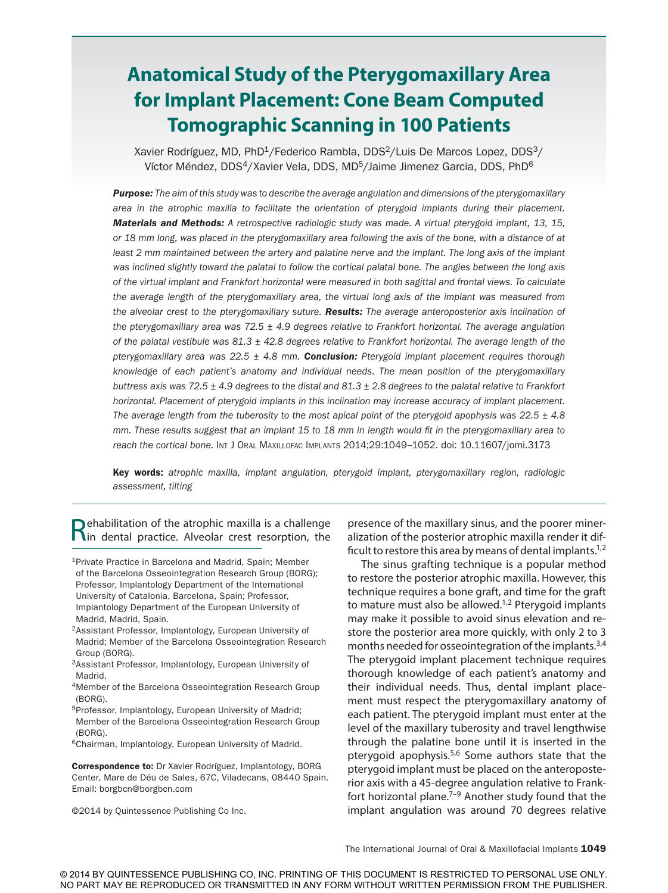# Anatomical Study of the Pterygomaxillary Area for Implant Placement: Cone Beam Computed Tomographic Scanning in 100 Patients

Xavier Rodríguez, MD, PhD[1]/Federico Rambla, DDS[2]/Luis De Marcos Lopez, DDS[3]/Víctor Méndez, DDS[4]/Xavier Vela, DDS, MD[5]/Jaime Jimenez Garcia, DDS, PhD[6]

***Purpose:*** *The aim of this study was to describe the average angulation and dimensions of the pterygomaxillary area in the atrophic maxilla to facilitate the orientation of pterygoid implants during their placement.* ***Materials and Methods:*** *A retrospective radiologic study was made. A virtual pterygoid implant, 13, 15, or 18 mm long, was placed in the pterygomaxillary area following the axis of the bone, with a distance of at least 2 mm maintained between the artery and palatine nerve and the implant. The long axis of the implant was inclined slightly toward the palatal to follow the cortical palatal bone. The angles between the long axis of the virtual implant and Frankfort horizontal were measured in both sagittal and frontal views. To calculate the average length of the pterygomaxillary area, the virtual long axis of the implant was measured from the alveolar crest to the pterygomaxillary suture.* ***Results:*** *The average anteroposterior axis inclination of the pterygomaxillary area was 72.5 ± 4.9 degrees relative to Frankfort horizontal. The average angulation of the palatal vestibule was 81.3 ± 42.8 degrees relative to Frankfort horizontal. The average length of the pterygomaxillary area was 22.5 ± 4.8 mm.* ***Conclusion:*** *Pterygoid implant placement requires thorough knowledge of each patient's anatomy and individual needs. The mean position of the pterygomaxillary buttress axis was 72.5 ± 4.9 degrees to the distal and 81.3 ± 2.8 degrees to the palatal relative to Frankfort horizontal. Placement of pterygoid implants in this inclination may increase accuracy of implant placement. The average length from the tuberosity to the most apical point of the pterygoid apophysis was 22.5 ± 4.8 mm. These results suggest that an implant 15 to 18 mm in length would fit in the pterygomaxillary area to reach the cortical bone.* Int J Oral Maxillofac Implants 2014;29:1049–1052. doi: 10.11607/jomi.3173

**Key words:** *atrophic maxilla, implant angulation, pterygoid implant, pterygomaxillary region, radiologic assessment, tilting*

Rehabilitation of the atrophic maxilla is a challenge in dental practice. Alveolar crest resorption, the presence of the maxillary sinus, and the poorer mineralization of the posterior atrophic maxilla render it difficult to restore this area by means of dental implants.[1,2]

The sinus grafting technique is a popular method to restore the posterior atrophic maxilla. However, this technique requires a bone graft, and time for the graft to mature must also be allowed.[1,2] Pterygoid implants may make it possible to avoid sinus elevation and restore the posterior area more quickly, with only 2 to 3 months needed for osseointegration of the implants.[3,4] The pterygoid implant placement technique requires thorough knowledge of each patient's anatomy and their individual needs. Thus, dental implant placement must respect the pterygomaxillary anatomy of each patient. The pterygoid implant must enter at the level of the maxillary tuberosity and travel lengthwise through the palatine bone until it is inserted in the pterygoid apophysis.[5,6] Some authors state that the pterygoid implant must be placed on the anteroposterior axis with a 45-degree angulation relative to Frankfort horizontal plane.[7–9] Another study found that the implant angulation was around 70 degrees relative

[1]Private Practice in Barcelona and Madrid, Spain; Member of the Barcelona Osseointegration Research Group (BORG); Professor, Implantology Department of the International University of Catalonia, Barcelona, Spain; Professor, Implantology Department of the European University of Madrid, Madrid, Spain.

[2]Assistant Professor, Implantology, European University of Madrid; Member of the Barcelona Osseointegration Research Group (BORG).

[3]Assistant Professor, Implantology, European University of Madrid.

[4]Member of the Barcelona Osseointegration Research Group (BORG).

[5]Professor, Implantology, European University of Madrid; Member of the Barcelona Osseointegration Research Group (BORG).

[6]Chairman, Implantology, European University of Madrid.

**Correspondence to:** Dr Xavier Rodríguez, Implantology, BORG Center, Mare de Déu de Sales, 67C, Viladecans, 08440 Spain. Email: borgbcn@borgbcn.com

©2014 by Quintessence Publishing Co Inc.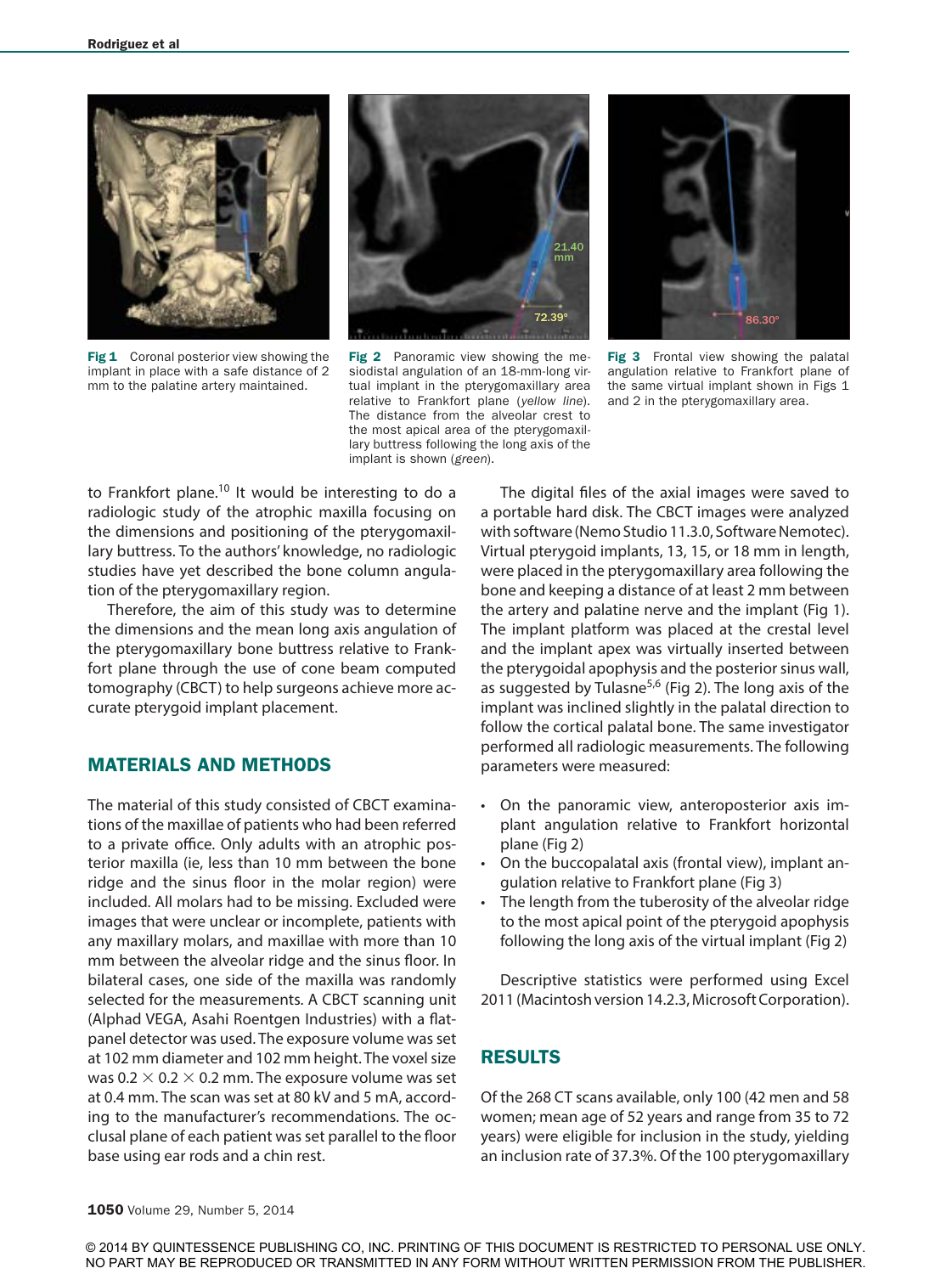**Fig 1** Coronal posterior view showing the implant in place with a safe distance of 2 mm to the palatine artery maintained.

**Fig 2** Panoramic view showing the mesiodistal angulation of an 18-mm-long virtual implant in the pterygomaxillary area relative to Frankfort plane (*yellow line*). The distance from the alveolar crest to the most apical area of the pterygomaxillary buttress following the long axis of the implant is shown (*green*).

**Fig 3** Frontal view showing the palatal angulation relative to Frankfort plane of the same virtual implant shown in Figs 1 and 2 in the pterygomaxillary area.

to Frankfort plane.[10] It would be interesting to do a radiologic study of the atrophic maxilla focusing on the dimensions and positioning of the pterygomaxillary buttress. To the authors' knowledge, no radiologic studies have yet described the bone column angulation of the pterygomaxillary region.

Therefore, the aim of this study was to determine the dimensions and the mean long axis angulation of the pterygomaxillary bone buttress relative to Frankfort plane through the use of cone beam computed tomography (CBCT) to help surgeons achieve more accurate pterygoid implant placement.

## MATERIALS AND METHODS

The material of this study consisted of CBCT examinations of the maxillae of patients who had been referred to a private office. Only adults with an atrophic posterior maxilla (ie, less than 10 mm between the bone ridge and the sinus floor in the molar region) were included. All molars had to be missing. Excluded were images that were unclear or incomplete, patients with any maxillary molars, and maxillae with more than 10 mm between the alveolar ridge and the sinus floor. In bilateral cases, one side of the maxilla was randomly selected for the measurements. A CBCT scanning unit (Alphad VEGA, Asahi Roentgen Industries) with a flat-panel detector was used. The exposure volume was set at 102 mm diameter and 102 mm height. The voxel size was 0.2 × 0.2 × 0.2 mm. The exposure volume was set at 0.4 mm. The scan was set at 80 kV and 5 mA, according to the manufacturer's recommendations. The occlusal plane of each patient was set parallel to the floor base using ear rods and a chin rest.

The digital files of the axial images were saved to a portable hard disk. The CBCT images were analyzed with software (Nemo Studio 11.3.0, Software Nemotec). Virtual pterygoid implants, 13, 15, or 18 mm in length, were placed in the pterygomaxillary area following the bone and keeping a distance of at least 2 mm between the artery and palatine nerve and the implant (Fig 1). The implant platform was placed at the crestal level and the implant apex was virtually inserted between the pterygoidal apophysis and the posterior sinus wall, as suggested by Tulasne[5,6] (Fig 2). The long axis of the implant was inclined slightly in the palatal direction to follow the cortical palatal bone. The same investigator performed all radiologic measurements. The following parameters were measured:

- On the panoramic view, anteroposterior axis implant angulation relative to Frankfort horizontal plane (Fig 2)
- On the buccopalatal axis (frontal view), implant angulation relative to Frankfort plane (Fig 3)
- The length from the tuberosity of the alveolar ridge to the most apical point of the pterygoid apophysis following the long axis of the virtual implant (Fig 2)

Descriptive statistics were performed using Excel 2011 (Macintosh version 14.2.3, Microsoft Corporation).

## RESULTS

Of the 268 CT scans available, only 100 (42 men and 58 women; mean age of 52 years and range from 35 to 72 years) were eligible for inclusion in the study, yielding an inclusion rate of 37.3%. Of the 100 pterygomaxillary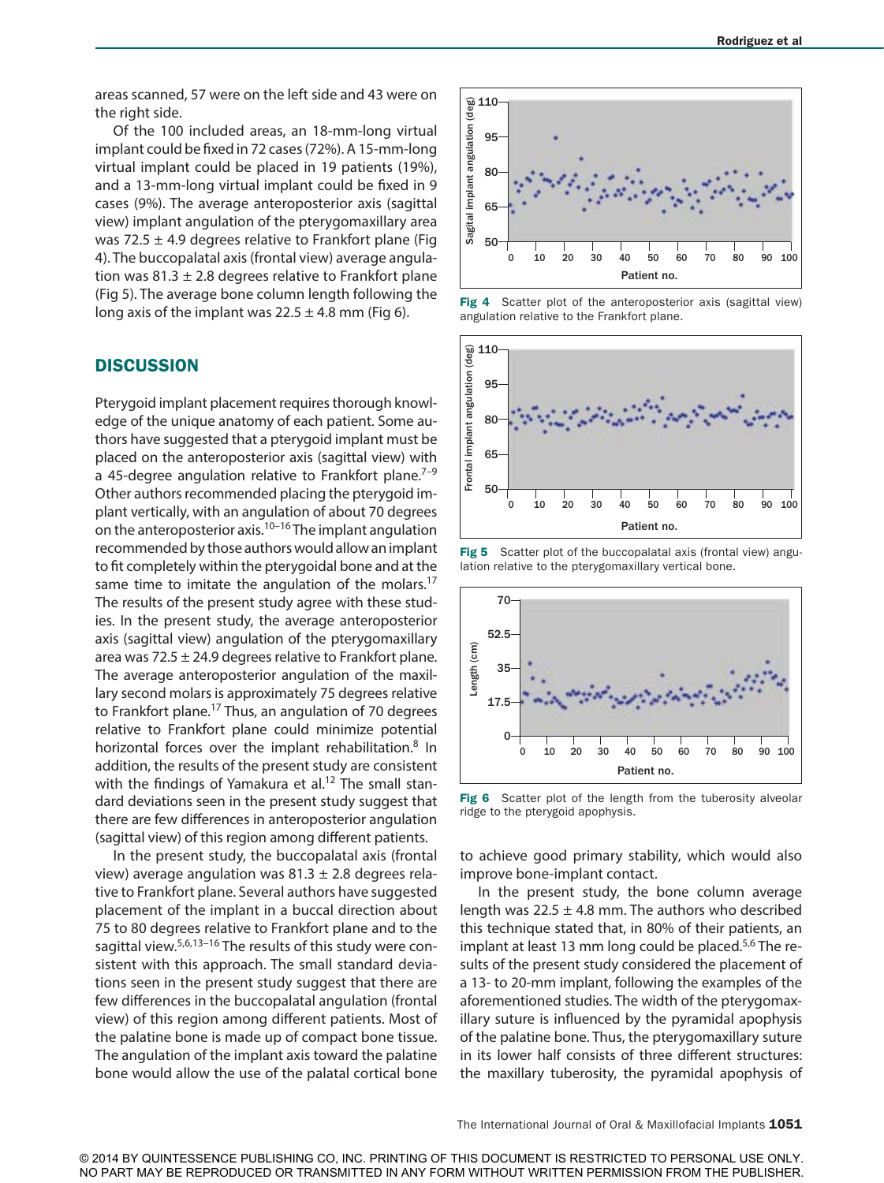areas scanned, 57 were on the left side and 43 were on the right side.

Of the 100 included areas, an 18-mm-long virtual implant could be fixed in 72 cases (72%). A 15-mm-long virtual implant could be placed in 19 patients (19%), and a 13-mm-long virtual implant could be fixed in 9 cases (9%). The average anteroposterior axis (sagittal view) implant angulation of the pterygomaxillary area was 72.5 ± 4.9 degrees relative to Frankfort plane (Fig 4). The buccopalatal axis (frontal view) average angulation was 81.3 ± 2.8 degrees relative to Frankfort plane (Fig 5). The average bone column length following the long axis of the implant was 22.5 ± 4.8 mm (Fig 6).

## DISCUSSION

Pterygoid implant placement requires thorough knowledge of the unique anatomy of each patient. Some authors have suggested that a pterygoid implant must be placed on the anteroposterior axis (sagittal view) with a 45-degree angulation relative to Frankfort plane.[7–9] Other authors recommended placing the pterygoid implant vertically, with an angulation of about 70 degrees on the anteroposterior axis.[10–16] The implant angulation recommended by those authors would allow an implant to fit completely within the pterygoidal bone and at the same time to imitate the angulation of the molars.[17] The results of the present study agree with these studies. In the present study, the average anteroposterior axis (sagittal view) angulation of the pterygomaxillary area was 72.5 ± 24.9 degrees relative to Frankfort plane. The average anteroposterior angulation of the maxillary second molars is approximately 75 degrees relative to Frankfort plane.[17] Thus, an angulation of 70 degrees relative to Frankfort plane could minimize potential horizontal forces over the implant rehabilitation.[8] In addition, the results of the present study are consistent with the findings of Yamakura et al.[12] The small standard deviations seen in the present study suggest that there are few differences in anteroposterior angulation (sagittal view) of this region among different patients.

In the present study, the buccopalatal axis (frontal view) average angulation was 81.3 ± 2.8 degrees relative to Frankfort plane. Several authors have suggested placement of the implant in a buccal direction about 75 to 80 degrees relative to Frankfort plane and to the sagittal view.[5,6,13–16] The results of this study were consistent with this approach. The small standard deviations seen in the present study suggest that there are few differences in the buccopalatal angulation (frontal view) of this region among different patients. Most of the palatine bone is made up of compact bone tissue. The angulation of the implant axis toward the palatine bone would allow the use of the palatal cortical bone to achieve good primary stability, which would also improve bone-implant contact.

In the present study, the bone column average length was 22.5 ± 4.8 mm. The authors who described this technique stated that, in 80% of their patients, an implant at least 13 mm long could be placed.[5,6] The results of the present study considered the placement of a 13- to 20-mm implant, following the examples of the aforementioned studies. The width of the pterygomaxillary suture is influenced by the pyramidal apophysis of the palatine bone. Thus, the pterygomaxillary suture in its lower half consists of three different structures: the maxillary tuberosity, the pyramidal apophysis of

**Fig 4** Scatter plot of the anteroposterior axis (sagittal view) angulation relative to the Frankfort plane.

**Fig 5** Scatter plot of the buccopalatal axis (frontal view) angulation relative to the pterygomaxillary vertical bone.

**Fig 6** Scatter plot of the length from the tuberosity alveolar ridge to the pterygoid apophysis.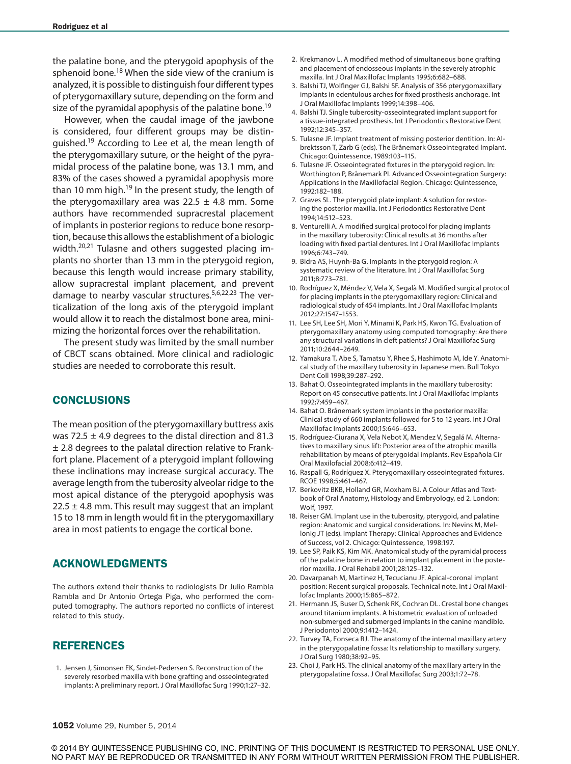the palatine bone, and the pterygoid apophysis of the sphenoid bone.[18] When the side view of the cranium is analyzed, it is possible to distinguish four different types of pterygomaxillary suture, depending on the form and size of the pyramidal apophysis of the palatine bone.[19]

However, when the caudal image of the jawbone is considered, four different groups may be distinguished.[19] According to Lee et al, the mean length of the pterygomaxillary suture, or the height of the pyramidal process of the palatine bone, was 13.1 mm, and 83% of the cases showed a pyramidal apophysis more than 10 mm high.[19] In the present study, the length of the pterygomaxillary area was 22.5 ± 4.8 mm. Some authors have recommended supracrestal placement of implants in posterior regions to reduce bone resorption, because this allows the establishment of a biologic width.[20,21] Tulasne and others suggested placing implants no shorter than 13 mm in the pterygoid region, because this length would increase primary stability, allow supracrestal implant placement, and prevent damage to nearby vascular structures.[5,6,22,23] The verticalization of the long axis of the pterygoid implant would allow it to reach the distalmost bone area, minimizing the horizontal forces over the rehabilitation.

The present study was limited by the small number of CBCT scans obtained. More clinical and radiologic studies are needed to corroborate this result.

## CONCLUSIONS

The mean position of the pterygomaxillary buttress axis was 72.5 ± 4.9 degrees to the distal direction and 81.3 ± 2.8 degrees to the palatal direction relative to Frankfort plane. Placement of a pterygoid implant following these inclinations may increase surgical accuracy. The average length from the tuberosity alveolar ridge to the most apical distance of the pterygoid apophysis was 22.5 ± 4.8 mm. This result may suggest that an implant 15 to 18 mm in length would fit in the pterygomaxillary area in most patients to engage the cortical bone.

## ACKNOWLEDGMENTS

The authors extend their thanks to radiologists Dr Julio Rambla Rambla and Dr Antonio Ortega Piga, who performed the computed tomography. The authors reported no conflicts of interest related to this study.

## REFERENCES

1. Jensen J, Simonsen EK, Sindet-Pedersen S. Reconstruction of the severely resorbed maxilla with bone grafting and osseointegrated implants: A preliminary report. J Oral Maxillofac Surg 1990;1:27–32.
2. Krekmanov L. A modified method of simultaneous bone grafting and placement of endosseous implants in the severely atrophic maxilla. Int J Oral Maxillofac Implants 1995;6:682–688.
3. Balshi TJ, Wolfinger GJ, Balshi SF. Analysis of 356 pterygomaxillary implants in edentulous arches for fixed prosthesis anchorage. Int J Oral Maxillofac Implants 1999;14:398–406.
4. Balshi TJ. Single tuberosity-osseointegrated implant support for a tissue-integrated prosthesis. Int J Periodontics Restorative Dent 1992;12:345–357.
5. Tulasne JF. Implant treatment of missing posterior dentition. In: Albrektsson T, Zarb G (eds). The Brånemark Osseointegrated Implant. Chicago: Quintessence, 1989:103–115.
6. Tulasne JF. Osseointegrated fixtures in the pterygoid region. In: Worthington P, Brånemark PI. Advanced Osseointegration Surgery: Applications in the Maxillofacial Region. Chicago: Quintessence, 1992:182–188.
7. Graves SL. The pterygoid plate implant: A solution for restoring the posterior maxilla. Int J Periodontics Restorative Dent 1994;14:512–523.
8. Venturelli A. A modified surgical protocol for placing implants in the maxillary tuberosity: Clinical results at 36 months after loading with fixed partial dentures. Int J Oral Maxillofac Implants 1996;6:743–749.
9. Bidra AS, Huynh-Ba G. Implants in the pterygoid region: A systematic review of the literature. Int J Oral Maxillofac Surg 2011;8:773–781.
10. Rodríguez X, Méndez V, Vela X, Segalà M. Modified surgical protocol for placing implants in the pterygomaxillary region: Clinical and radiological study of 454 implants. Int J Oral Maxillofac Implants 2012;27:1547–1553.
11. Lee SH, Lee SH, Mori Y, Minami K, Park HS, Kwon TG. Evaluation of pterygomaxillary anatomy using computed tomography: Are there any structural variations in cleft patients? J Oral Maxillofac Surg 2011;10:2644–2649.
12. Yamakura T, Abe S, Tamatsu Y, Rhee S, Hashimoto M, Ide Y. Anatomical study of the maxillary tuberosity in Japanese men. Bull Tokyo Dent Coll 1998;39:287–292.
13. Bahat O. Osseointegrated implants in the maxillary tuberosity: Report on 45 consecutive patients. Int J Oral Maxillofac Implants 1992;7:459–467.
14. Bahat O. Brånemark system implants in the posterior maxilla: Clinical study of 660 implants followed for 5 to 12 years. Int J Oral Maxillofac Implants 2000;15:646–653.
15. Rodríguez-Ciurana X, Vela Nebot X, Mendez V, Segalá M. Alternatives to maxillary sinus lift: Posterior area of the atrophic maxilla rehabilitation by means of pterygoidal implants. Rev Española Cir Oral Maxilofacial 2008;6:412–419.
16. Raspall G, Rodríguez X. Pterygomaxillary osseointegrated fixtures. RCOE 1998;5:461–467.
17. Berkovitz BKB, Holland GR, Moxham BJ. A Colour Atlas and Textbook of Oral Anatomy, Histology and Embryology, ed 2. London: Wolf, 1997.
18. Reiser GM. Implant use in the tuberosity, pterygoid, and palatine region: Anatomic and surgical considerations. In: Nevins M, Mellonig JT (eds). Implant Therapy: Clinical Approaches and Evidence of Success, vol 2. Chicago: Quintessence, 1998:197.
19. Lee SP, Paik KS, Kim MK. Anatomical study of the pyramidal process of the palatine bone in relation to implant placement in the posterior maxilla. J Oral Rehabil 2001;28:125–132.
20. Davarpanah M, Martinez H, Tecucianu JF. Apical-coronal implant position: Recent surgical proposals. Technical note. Int J Oral Maxillofac Implants 2000;15:865–872.
21. Hermann JS, Buser D, Schenk RK, Cochran DL. Crestal bone changes around titanium implants. A histometric evaluation of unloaded non-submerged and submerged implants in the canine mandible. J Periodontol 2000;9:1412–1424.
22. Turvey TA, Fonseca RJ. The anatomy of the internal maxillary artery in the pterygopalatine fossa: Its relationship to maxillary surgery. J Oral Surg 1980;38:92–95.
23. Choi J, Park HS. The clinical anatomy of the maxillary artery in the pterygopalatine fossa. J Oral Maxillofac Surg 2003;1:72–78.